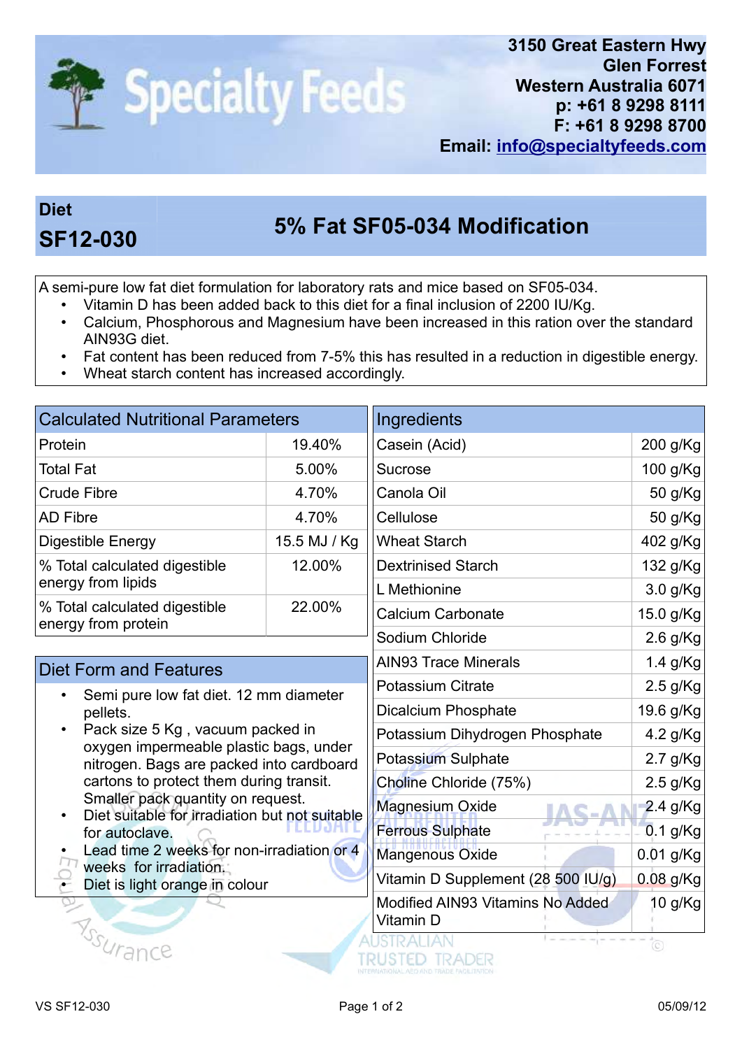**Specialty Feeds**

3150 Great Eastern Hwy
Glen Forrest
Western Australia 6071
p: +61 8 9298 8111
F: +61 8 9298 8700
Email: info@specialtyfeeds.com

# Diet SF12-030 — 5% Fat SF05-034 Modification

A semi-pure low fat diet formulation for laboratory rats and mice based on SF05-034.

- Vitamin D has been added back to this diet for a final inclusion of 2200 IU/Kg.
- Calcium, Phosphorous and Magnesium have been increased in this ration over the standard AIN93G diet.
- Fat content has been reduced from 7-5% this has resulted in a reduction in digestible energy.
- Wheat starch content has increased accordingly.

## Calculated Nutritional Parameters

| Parameter | Value |
|---|---|
| Protein | 19.40% |
| Total Fat | 5.00% |
| Crude Fibre | 4.70% |
| AD Fibre | 4.70% |
| Digestible Energy | 15.5 MJ / Kg |
| % Total calculated digestible energy from lipids | 12.00% |
| % Total calculated digestible energy from protein | 22.00% |

## Diet Form and Features

- Semi pure low fat diet. 12 mm diameter pellets.
- Pack size 5 Kg , vacuum packed in oxygen impermeable plastic bags, under nitrogen. Bags are packed into cardboard cartons to protect them during transit. Smaller pack quantity on request.
- Diet suitable for irradiation but not suitable for autoclave.
- Lead time 2 weeks for non-irradiation or 4 weeks for irradiation.
- Diet is light orange in colour

## Ingredients

| Ingredient | Amount |
|---|---|
| Casein (Acid) | 200 g/Kg |
| Sucrose | 100 g/Kg |
| Canola Oil | 50 g/Kg |
| Cellulose | 50 g/Kg |
| Wheat Starch | 402 g/Kg |
| Dextrinised Starch | 132 g/Kg |
| L Methionine | 3.0 g/Kg |
| Calcium Carbonate | 15.0 g/Kg |
| Sodium Chloride | 2.6 g/Kg |
| AIN93 Trace Minerals | 1.4 g/Kg |
| Potassium Citrate | 2.5 g/Kg |
| Dicalcium Phosphate | 19.6 g/Kg |
| Potassium Dihydrogen Phosphate | 4.2 g/Kg |
| Potassium Sulphate | 2.7 g/Kg |
| Choline Chloride (75%) | 2.5 g/Kg |
| Magnesium Oxide | 2.4 g/Kg |
| Ferrous Sulphate | 0.1 g/Kg |
| Mangenous Oxide | 0.01 g/Kg |
| Vitamin D Supplement (28 500 IU/g) | 0.08 g/Kg |
| Modified AIN93 Vitamins No Added Vitamin D | 10 g/Kg |

VS SF12-030 05/09/12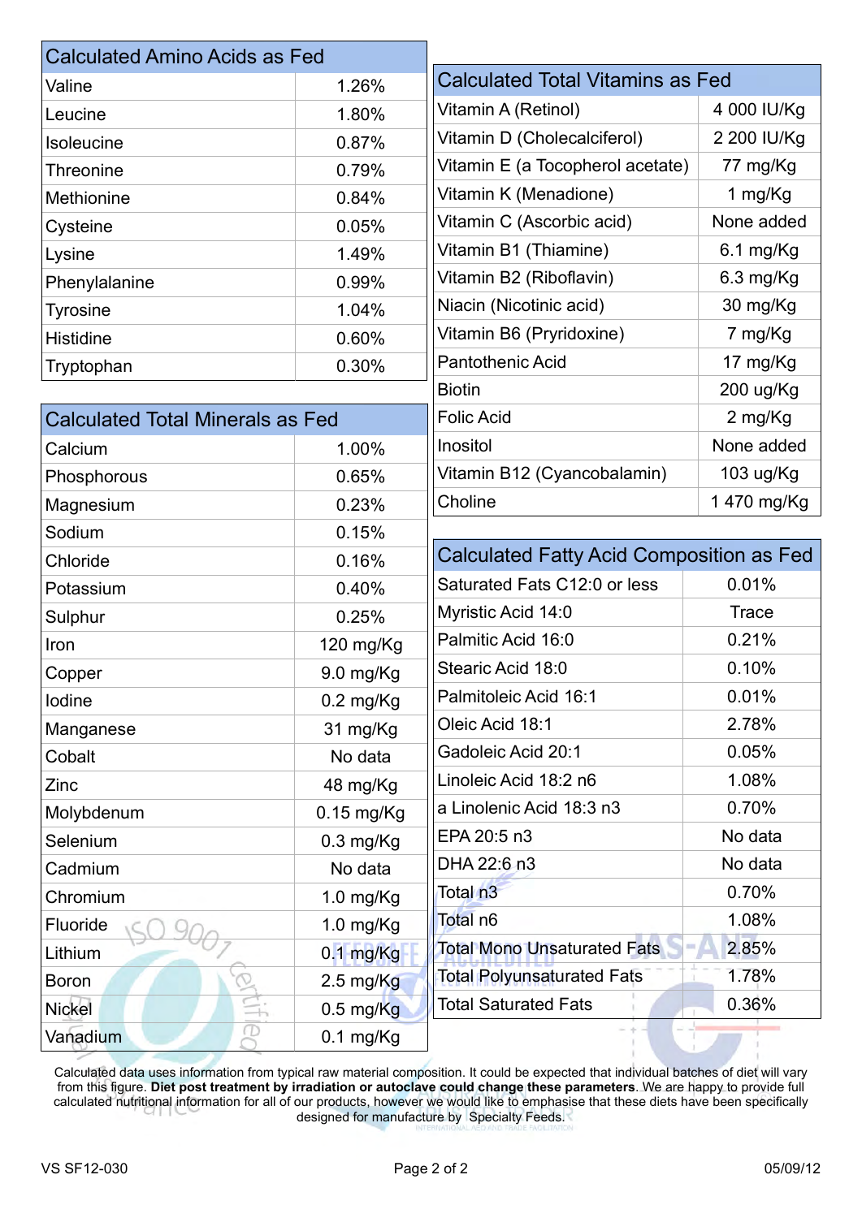| Calculated Amino Acids as Fed | |
|---|---|
| Valine | 1.26% |
| Leucine | 1.80% |
| Isoleucine | 0.87% |
| Threonine | 0.79% |
| Methionine | 0.84% |
| Cysteine | 0.05% |
| Lysine | 1.49% |
| Phenylalanine | 0.99% |
| Tyrosine | 1.04% |
| Histidine | 0.60% |
| Tryptophan | 0.30% |

| Calculated Total Minerals as Fed | |
|---|---|
| Calcium | 1.00% |
| Phosphorous | 0.65% |
| Magnesium | 0.23% |
| Sodium | 0.15% |
| Chloride | 0.16% |
| Potassium | 0.40% |
| Sulphur | 0.25% |
| Iron | 120 mg/Kg |
| Copper | 9.0 mg/Kg |
| Iodine | 0.2 mg/Kg |
| Manganese | 31 mg/Kg |
| Cobalt | No data |
| Zinc | 48 mg/Kg |
| Molybdenum | 0.15 mg/Kg |
| Selenium | 0.3 mg/Kg |
| Cadmium | No data |
| Chromium | 1.0 mg/Kg |
| Fluoride | 1.0 mg/Kg |
| Lithium | 0.1 mg/Kg |
| Boron | 2.5 mg/Kg |
| Nickel | 0.5 mg/Kg |
| Vanadium | 0.1 mg/Kg |

| Calculated Total Vitamins as Fed | |
|---|---|
| Vitamin A (Retinol) | 4 000 IU/Kg |
| Vitamin D (Cholecalciferol) | 2 200 IU/Kg |
| Vitamin E (a Tocopherol acetate) | 77 mg/Kg |
| Vitamin K (Menadione) | 1 mg/Kg |
| Vitamin C (Ascorbic acid) | None added |
| Vitamin B1 (Thiamine) | 6.1 mg/Kg |
| Vitamin B2 (Riboflavin) | 6.3 mg/Kg |
| Niacin (Nicotinic acid) | 30 mg/Kg |
| Vitamin B6 (Pryridoxine) | 7 mg/Kg |
| Pantothenic Acid | 17 mg/Kg |
| Biotin | 200 ug/Kg |
| Folic Acid | 2 mg/Kg |
| Inositol | None added |
| Vitamin B12 (Cyancobalamin) | 103 ug/Kg |
| Choline | 1 470 mg/Kg |

| Calculated Fatty Acid Composition as Fed | |
|---|---|
| Saturated Fats C12:0 or less | 0.01% |
| Myristic Acid 14:0 | Trace |
| Palmitic Acid 16:0 | 0.21% |
| Stearic Acid 18:0 | 0.10% |
| Palmitoleic Acid 16:1 | 0.01% |
| Oleic Acid 18:1 | 2.78% |
| Gadoleic Acid 20:1 | 0.05% |
| Linoleic Acid 18:2 n6 | 1.08% |
| a Linolenic Acid 18:3 n3 | 0.70% |
| EPA 20:5 n3 | No data |
| DHA 22:6 n3 | No data |
| Total n3 | 0.70% |
| Total n6 | 1.08% |
| Total Mono Unsaturated Fats | 2.85% |
| Total Polyunsaturated Fats | 1.78% |
| Total Saturated Fats | 0.36% |

Calculated data uses information from typical raw material composition. It could be expected that individual batches of diet will vary from this figure. **Diet post treatment by irradiation or autoclave could change these parameters**. We are happy to provide full calculated nutritional information for all of our products, however we would like to emphasise that these diets have been specifically designed for manufacture by Specialty Feeds.

VS SF12-030 05/09/12